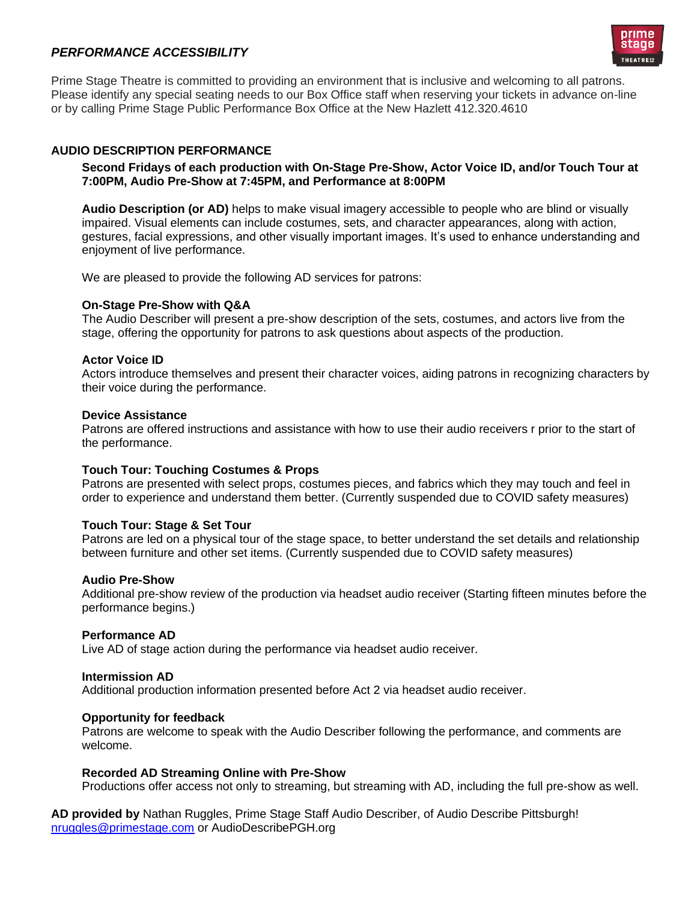## *PERFORMANCE ACCESSIBILITY*

Prime Stage Theatre is committed to providing an environment that is inclusive and welcoming to all patrons. Please identify any special seating needs to our Box Office staff when reserving your tickets in advance on-line or by calling Prime Stage Public Performance Box Office at the New Hazlett 412.320.4610

### AUDIO DESCRIPTION PERFORMANCE

**Second Fridays of each production with On-Stage Pre-Show, Actor Voice ID, and/or Touch Tour at 7:00PM, Audio Pre-Show at 7:45PM, and Performance at 8:00PM**

**Audio Description (or AD)** helps to make visual imagery accessible to people who are blind or visually impaired. Visual elements can include costumes, sets, and character appearances, along with action, gestures, facial expressions, and other visually important images. It's used to enhance understanding and enjoyment of live performance.

We are pleased to provide the following AD services for patrons:

**On-Stage Pre-Show with Q&A**
The Audio Describer will present a pre-show description of the sets, costumes, and actors live from the stage, offering the opportunity for patrons to ask questions about aspects of the production.

**Actor Voice ID**
Actors introduce themselves and present their character voices, aiding patrons in recognizing characters by their voice during the performance.

**Device Assistance**
Patrons are offered instructions and assistance with how to use their audio receivers r prior to the start of the performance.

**Touch Tour: Touching Costumes & Props**
Patrons are presented with select props, costumes pieces, and fabrics which they may touch and feel in order to experience and understand them better. (Currently suspended due to COVID safety measures)

**Touch Tour: Stage & Set Tour**
Patrons are led on a physical tour of the stage space, to better understand the set details and relationship between furniture and other set items. (Currently suspended due to COVID safety measures)

**Audio Pre-Show**
Additional pre-show review of the production via headset audio receiver (Starting fifteen minutes before the performance begins.)

**Performance AD**
Live AD of stage action during the performance via headset audio receiver.

**Intermission AD**
Additional production information presented before Act 2 via headset audio receiver.

**Opportunity for feedback**
Patrons are welcome to speak with the Audio Describer following the performance, and comments are welcome.

**Recorded AD Streaming Online with Pre-Show**
Productions offer access not only to streaming, but streaming with AD, including the full pre-show as well.

**AD provided by** Nathan Ruggles, Prime Stage Staff Audio Describer, of Audio Describe Pittsburgh!
nruggles@primestage.com or AudioDescribePGH.org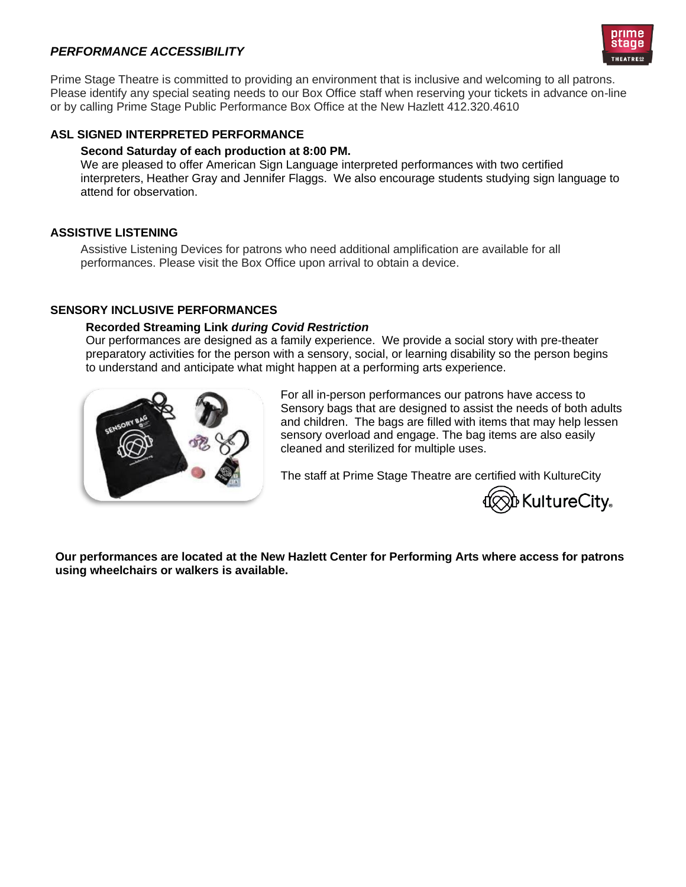## *PERFORMANCE ACCESSIBILITY*

Prime Stage Theatre is committed to providing an environment that is inclusive and welcoming to all patrons. Please identify any special seating needs to our Box Office staff when reserving your tickets in advance on-line or by calling Prime Stage Public Performance Box Office at the New Hazlett 412.320.4610

### ASL SIGNED INTERPRETED PERFORMANCE

**Second Saturday of each production at 8:00 PM.**

We are pleased to offer American Sign Language interpreted performances with two certified interpreters, Heather Gray and Jennifer Flaggs. We also encourage students studying sign language to attend for observation.

### ASSISTIVE LISTENING

Assistive Listening Devices for patrons who need additional amplification are available for all performances. Please visit the Box Office upon arrival to obtain a device.

### SENSORY INCLUSIVE PERFORMANCES

**Recorded Streaming Link *during Covid Restriction***

Our performances are designed as a family experience. We provide a social story with pre-theater preparatory activities for the person with a sensory, social, or learning disability so the person begins to understand and anticipate what might happen at a performing arts experience.

For all in-person performances our patrons have access to Sensory bags that are designed to assist the needs of both adults and children. The bags are filled with items that may help lessen sensory overload and engage. The bag items are also easily cleaned and sterilized for multiple uses.

The staff at Prime Stage Theatre are certified with KultureCity

**Our performances are located at the New Hazlett Center for Performing Arts where access for patrons using wheelchairs or walkers is available.**